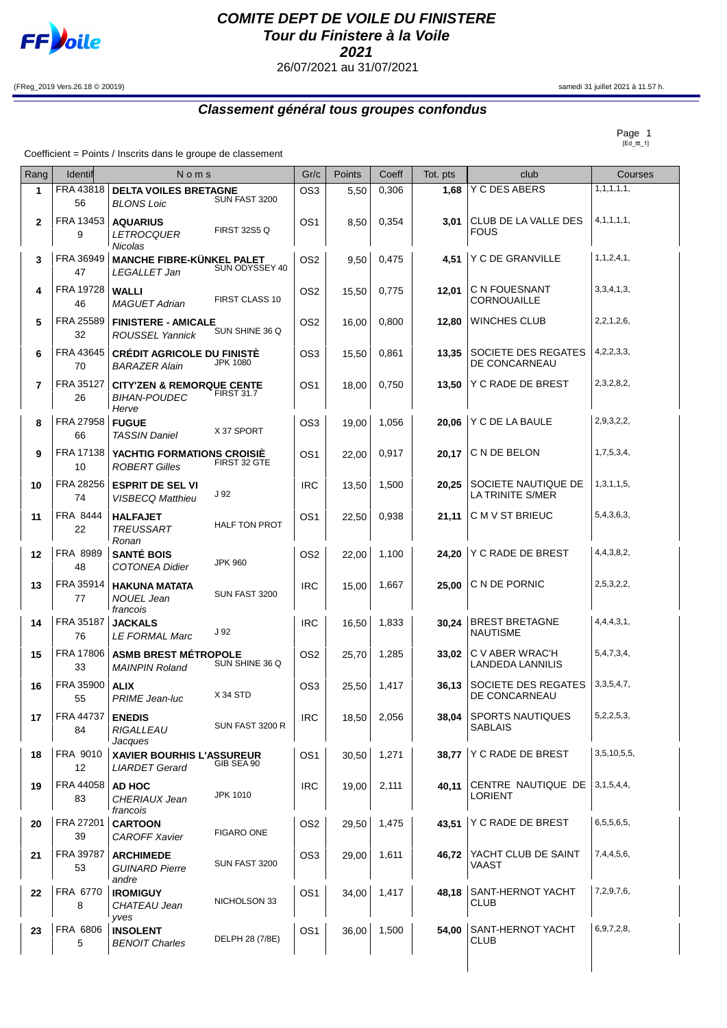# COMITE DEPT DE VOILE DU FINISTERE

## Tour du Finistere à la Voile

## 2021

26/07/2021 au 31/07/2021

(FReg_2019 Vers.26.18 © 20019)

samedi 31 juillet 2021 à 11.57 h.

## Classement général tous groupes confondus

Coefficient = Points / Inscrits dans le groupe de classement

| Rang | Identif | Noms | | Gr/c | Points | Coeff | Tot. pts | club | Courses |
|---|---|---|---|---|---|---|---|---|---|
| 1 | FRA 43818 56 | **DELTA VOILES BRETAGNE** *BLONS Loic* | SUN FAST 3200 | OS3 | 5,50 | 0,306 | 1,68 | Y C DES ABERS | 1,1,1,1,1, |
| 2 | FRA 13453 9 | **AQUARIUS** *LETROCQUER Nicolas* | FIRST 32S5 Q | OS1 | 8,50 | 0,354 | 3,01 | CLUB DE LA VALLE DES FOUS | 4,1,1,1,1, |
| 3 | FRA 36949 47 | **MANCHE FIBRE-KÜNKEL PALET** *LEGALLET Jan* | SUN ODYSSEY 40 | OS2 | 9,50 | 0,475 | 4,51 | Y C DE GRANVILLE | 1,1,2,4,1, |
| 4 | FRA 19728 46 | **WALLI** *MAGUET Adrian* | FIRST CLASS 10 | OS2 | 15,50 | 0,775 | 12,01 | C N FOUESNANT CORNOUAILLE | 3,3,4,1,3, |
| 5 | FRA 25589 32 | **FINISTERE - AMICALE** *ROUSSEL Yannick* | SUN SHINE 36 Q | OS2 | 16,00 | 0,800 | 12,80 | WINCHES CLUB | 2,2,1,2,6, |
| 6 | FRA 43645 70 | **CRÉDIT AGRICOLE DU FINISTÈ** *BARAZER Alain* | JPK 1080 | OS3 | 15,50 | 0,861 | 13,35 | SOCIETE DES REGATES DE CONCARNEAU | 4,2,2,3,3, |
| 7 | FRA 35127 26 | **CITY'ZEN & REMORQUE CENTE** *BIHAN-POUDEC Herve* | FIRST 31.7 | OS1 | 18,00 | 0,750 | 13,50 | Y C RADE DE BREST | 2,3,2,8,2, |
| 8 | FRA 27958 66 | **FUGUE** *TASSIN Daniel* | X 37 SPORT | OS3 | 19,00 | 1,056 | 20,06 | Y C DE LA BAULE | 2,9,3,2,2, |
| 9 | FRA 17138 10 | **YACHTIG FORMATIONS CROISIÈ** *ROBERT Gilles* | FIRST 32 GTE | OS1 | 22,00 | 0,917 | 20,17 | C N DE BELON | 1,7,5,3,4, |
| 10 | FRA 28256 74 | **ESPRIT DE SEL VI** *VISBECQ Matthieu* | J 92 | IRC | 13,50 | 1,500 | 20,25 | SOCIETE NAUTIQUE DE LA TRINITE S/MER | 1,3,1,1,5, |
| 11 | FRA 8444 22 | **HALFAJET** *TREUSSART Ronan* | HALF TON PROT | OS1 | 22,50 | 0,938 | 21,11 | C M V ST BRIEUC | 5,4,3,6,3, |
| 12 | FRA 8989 48 | **SANTÉ BOIS** *COTONEA Didier* | JPK 960 | OS2 | 22,00 | 1,100 | 24,20 | Y C RADE DE BREST | 4,4,3,8,2, |
| 13 | FRA 35914 77 | **HAKUNA MATATA** *NOUEL Jean francois* | SUN FAST 3200 | IRC | 15,00 | 1,667 | 25,00 | C N DE PORNIC | 2,5,3,2,2, |
| 14 | FRA 35187 76 | **JACKALS** *LE FORMAL Marc* | J 92 | IRC | 16,50 | 1,833 | 30,24 | BREST BRETAGNE NAUTISME | 4,4,4,3,1, |
| 15 | FRA 17806 33 | **ASMB BREST MÉTROPOLE** *MAINPIN Roland* | SUN SHINE 36 Q | OS2 | 25,70 | 1,285 | 33,02 | C V ABER WRAC'H LANDEDA LANNILIS | 5,4,7,3,4, |
| 16 | FRA 35900 55 | **ALIX** *PRIME Jean-luc* | X 34 STD | OS3 | 25,50 | 1,417 | 36,13 | SOCIETE DES REGATES DE CONCARNEAU | 3,3,5,4,7, |
| 17 | FRA 44737 84 | **ENEDIS** *RIGALLEAU Jacques* | SUN FAST 3200 R | IRC | 18,50 | 2,056 | 38,04 | SPORTS NAUTIQUES SABLAIS | 5,2,2,5,3, |
| 18 | FRA 9010 12 | **XAVIER BOURHIS L'ASSUREUR** *LIARDET Gerard* | GIB SEA 90 | OS1 | 30,50 | 1,271 | 38,77 | Y C RADE DE BREST | 3,5,10,5,5, |
| 19 | FRA 44058 83 | **AD HOC** *CHERIAUX Jean francois* | JPK 1010 | IRC | 19,00 | 2,111 | 40,11 | CENTRE NAUTIQUE DE LORIENT | 3,1,5,4,4, |
| 20 | FRA 27201 39 | **CARTOON** *CAROFF Xavier* | FIGARO ONE | OS2 | 29,50 | 1,475 | 43,51 | Y C RADE DE BREST | 6,5,5,6,5, |
| 21 | FRA 39787 53 | **ARCHIMEDE** *GUINARD Pierre andre* | SUN FAST 3200 | OS3 | 29,00 | 1,611 | 46,72 | YACHT CLUB DE SAINT VAAST | 7,4,4,5,6, |
| 22 | FRA 6770 8 | **IROMIGUY** *CHATEAU Jean yves* | NICHOLSON 33 | OS1 | 34,00 | 1,417 | 48,18 | SANT-HERNOT YACHT CLUB | 7,2,9,7,6, |
| 23 | FRA 6806 5 | **INSOLENT** *BENOIT Charles* | DELPH 28 (7/8E) | OS1 | 36,00 | 1,500 | 54,00 | SANT-HERNOT YACHT CLUB | 6,9,7,2,8, |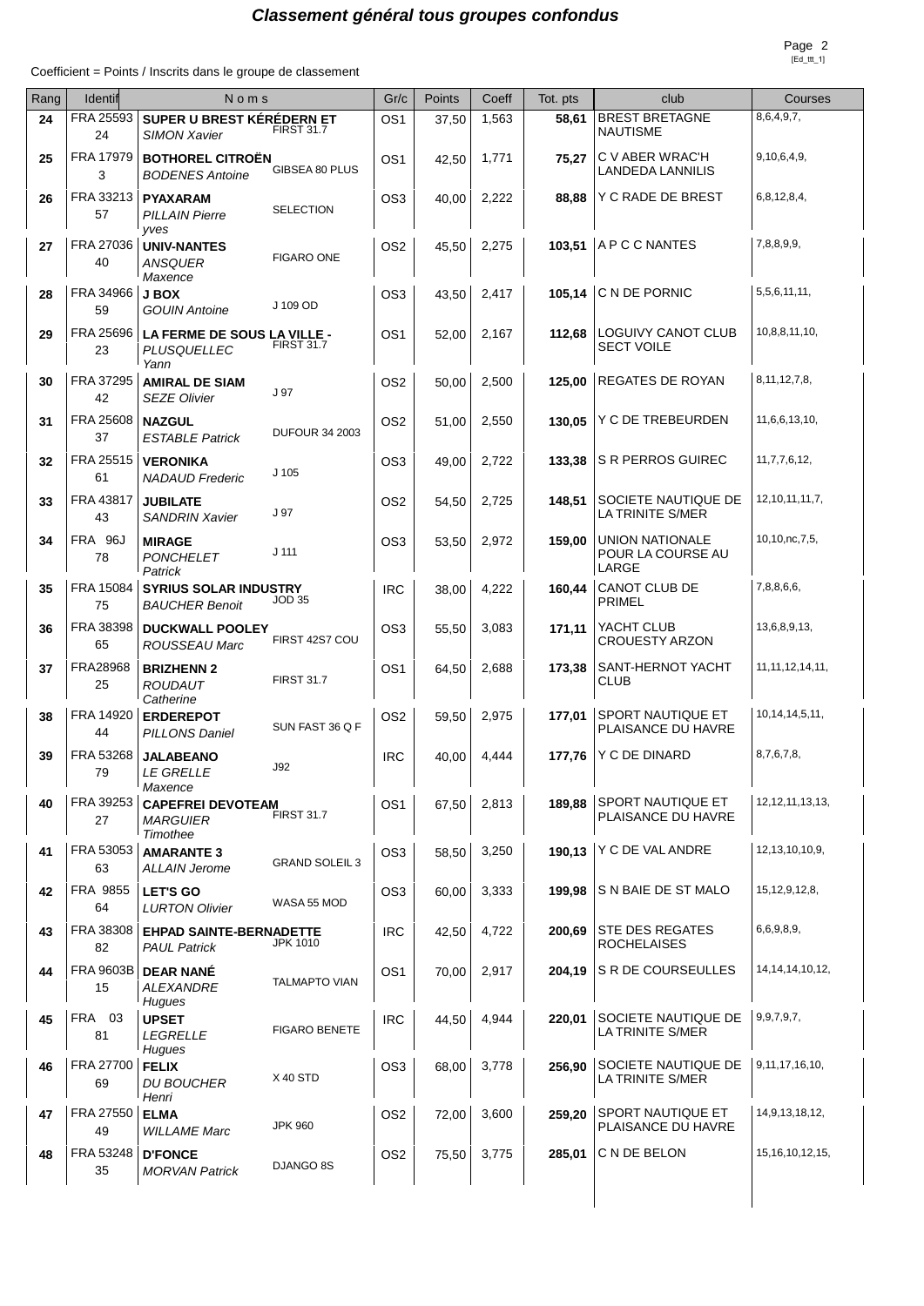# Classement général tous groupes confondus

Coefficient = Points / Inscrits dans le groupe de classement

| Rang | Identif | Noms | | Gr/c | Points | Coeff | Tot. pts | club | Courses |
|---|---|---|---|---|---|---|---|---|---|
| 24 | FRA 2559324 | **SUPER U BREST KÉRÉDERN ET** *SIMON Xavier* | FIRST 31.7 | OS1 | 37,50 | 1,563 | **58,61** | BREST BRETAGNE NAUTISME | 8,6,4,9,7, |
| 25 | FRA 179793 | **BOTHOREL CITROËN** *BODENES Antoine* | GIBSEA 80 PLUS | OS1 | 42,50 | 1,771 | **75,27** | C V ABER WRAC'H LANDEDA LANNILIS | 9,10,6,4,9, |
| 26 | FRA 3321357 | **PYAXARAM** *PILLAIN Pierre yves* | SELECTION | OS3 | 40,00 | 2,222 | **88,88** | Y C RADE DE BREST | 6,8,12,8,4, |
| 27 | FRA 2703640 | **UNIV-NANTES** *ANSQUER Maxence* | FIGARO ONE | OS2 | 45,50 | 2,275 | **103,51** | A P C C NANTES | 7,8,8,9,9, |
| 28 | FRA 3496659 | **J BOX** *GOUIN Antoine* | J 109 OD | OS3 | 43,50 | 2,417 | **105,14** | C N DE PORNIC | 5,5,6,11,11, |
| 29 | FRA 2569623 | **LA FERME DE SOUS LA VILLE -** *PLUSQUELLEC Yann* | FIRST 31.7 | OS1 | 52,00 | 2,167 | **112,68** | LOGUIVY CANOT CLUB SECT VOILE | 10,8,8,11,10, |
| 30 | FRA 3729542 | **AMIRAL DE SIAM** *SEZE Olivier* | J 97 | OS2 | 50,00 | 2,500 | **125,00** | REGATES DE ROYAN | 8,11,12,7,8, |
| 31 | FRA 2560837 | **NAZGUL** *ESTABLE Patrick* | DUFOUR 34 2003 | OS2 | 51,00 | 2,550 | **130,05** | Y C DE TREBEURDEN | 11,6,6,13,10, |
| 32 | FRA 2551561 | **VERONIKA** *NADAUD Frederic* | J 105 | OS3 | 49,00 | 2,722 | **133,38** | S R PERROS GUIREC | 11,7,7,6,12, |
| 33 | FRA 4381743 | **JUBILATE** *SANDRIN Xavier* | J 97 | OS2 | 54,50 | 2,725 | **148,51** | SOCIETE NAUTIQUE DE LA TRINITE S/MER | 12,10,11,11,7, |
| 34 | FRA 96J 78 | **MIRAGE** *PONCHELET Patrick* | J 111 | OS3 | 53,50 | 2,972 | **159,00** | UNION NATIONALE POUR LA COURSE AU LARGE | 10,10,nc,7,5, |
| 35 | FRA 1508475 | **SYRIUS SOLAR INDUSTRY** *BAUCHER Benoit* | JOD 35 | IRC | 38,00 | 4,222 | **160,44** | CANOT CLUB DE PRIMEL | 7,8,8,6,6, |
| 36 | FRA 3839865 | **DUCKWALL POOLEY** *ROUSSEAU Marc* | FIRST 42S7 COU | OS3 | 55,50 | 3,083 | **171,11** | YACHT CLUB CROUESTY ARZON | 13,6,8,9,13, |
| 37 | FRA2896825 | **BRIZHENN 2** *ROUDAUT Catherine* | FIRST 31.7 | OS1 | 64,50 | 2,688 | **173,38** | SANT-HERNOT YACHT CLUB | 11,11,12,14,11, |
| 38 | FRA 1492044 | **ERDEREPOT** *PILLONS Daniel* | SUN FAST 36 Q F | OS2 | 59,50 | 2,975 | **177,01** | SPORT NAUTIQUE ET PLAISANCE DU HAVRE | 10,14,14,5,11, |
| 39 | FRA 5326879 | **JALABEANO** *LE GRELLE Maxence* | J92 | IRC | 40,00 | 4,444 | **177,76** | Y C DE DINARD | 8,7,6,7,8, |
| 40 | FRA 3925327 | **CAPEFREI DEVOTEAM** *MARGUIER Timothee* | FIRST 31.7 | OS1 | 67,50 | 2,813 | **189,88** | SPORT NAUTIQUE ET PLAISANCE DU HAVRE | 12,12,11,13,13, |
| 41 | FRA 5305363 | **AMARANTE 3** *ALLAIN Jerome* | GRAND SOLEIL 3 | OS3 | 58,50 | 3,250 | **190,13** | Y C DE VAL ANDRE | 12,13,10,10,9, |
| 42 | FRA 985564 | **LET'S GO** *LURTON Olivier* | WASA 55 MOD | OS3 | 60,00 | 3,333 | **199,98** | S N BAIE DE ST MALO | 15,12,9,12,8, |
| 43 | FRA 3830882 | **EHPAD SAINTE-BERNADETTE** *PAUL Patrick* | JPK 1010 | IRC | 42,50 | 4,722 | **200,69** | STE DES REGATES ROCHELAISES | 6,6,9,8,9, |
| 44 | FRA 9603B15 | **DEAR NANÉ** *ALEXANDRE Hugues* | TALMAPTO VIAN | OS1 | 70,00 | 2,917 | **204,19** | S R DE COURSEULLES | 14,14,14,10,12, |
| 45 | FRA 0381 | **UPSET** *LEGRELLE Hugues* | FIGARO BENETE | IRC | 44,50 | 4,944 | **220,01** | SOCIETE NAUTIQUE DE LA TRINITE S/MER | 9,9,7,9,7, |
| 46 | FRA 2770069 | **FELIX** *DU BOUCHER Henri* | X 40 STD | OS3 | 68,00 | 3,778 | **256,90** | SOCIETE NAUTIQUE DE LA TRINITE S/MER | 9,11,17,16,10, |
| 47 | FRA 2755049 | **ELMA** *WILLAME Marc* | JPK 960 | OS2 | 72,00 | 3,600 | **259,20** | SPORT NAUTIQUE ET PLAISANCE DU HAVRE | 14,9,13,18,12, |
| 48 | FRA 5324835 | **D'FONCE** *MORVAN Patrick* | DJANGO 8S | OS2 | 75,50 | 3,775 | **285,01** | C N DE BELON | 15,16,10,12,15, |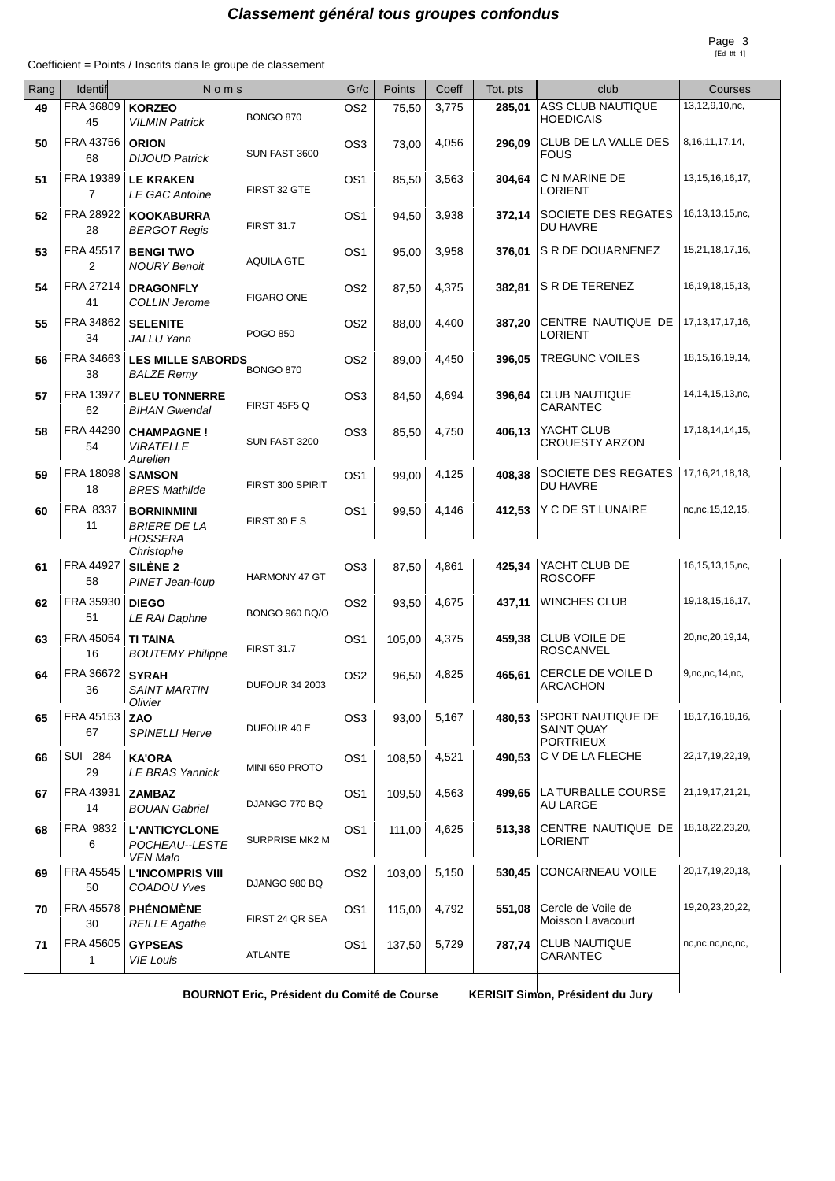# *Classement général tous groupes confondus*

Coefficient = Points / Inscrits dans le groupe de classement

| Rang | Identif | Noms | | Gr/c | Points | Coeff | Tot. pts | club | Courses |
|---|---|---|---|---|---|---|---|---|---|
| **49** | FRA 36809 45 | **KORZEO** *VILMIN Patrick* | BONGO 870 | OS2 | 75,50 | 3,775 | **285,01** | ASS CLUB NAUTIQUE HOEDICAIS | 13,12,9,10,nc, |
| **50** | FRA 43756 68 | **ORION** *DIJOUD Patrick* | SUN FAST 3600 | OS3 | 73,00 | 4,056 | **296,09** | CLUB DE LA VALLE DES FOUS | 8,16,11,17,14, |
| **51** | FRA 19389 7 | **LE KRAKEN** *LE GAC Antoine* | FIRST 32 GTE | OS1 | 85,50 | 3,563 | **304,64** | C N MARINE DE LORIENT | 13,15,16,16,17, |
| **52** | FRA 28922 28 | **KOOKABURRA** *BERGOT Regis* | FIRST 31.7 | OS1 | 94,50 | 3,938 | **372,14** | SOCIETE DES REGATES DU HAVRE | 16,13,13,15,nc, |
| **53** | FRA 45517 2 | **BENGI TWO** *NOURY Benoit* | AQUILA GTE | OS1 | 95,00 | 3,958 | **376,01** | S R DE DOUARNENEZ | 15,21,18,17,16, |
| **54** | FRA 27214 41 | **DRAGONFLY** *COLLIN Jerome* | FIGARO ONE | OS2 | 87,50 | 4,375 | **382,81** | S R DE TERENEZ | 16,19,18,15,13, |
| **55** | FRA 34862 34 | **SELENITE** *JALLU Yann* | POGO 850 | OS2 | 88,00 | 4,400 | **387,20** | CENTRE NAUTIQUE DE LORIENT | 17,13,17,17,16, |
| **56** | FRA 34663 38 | **LES MILLE SABORDS** *BALZE Remy* | BONGO 870 | OS2 | 89,00 | 4,450 | **396,05** | TREGUNC VOILES | 18,15,16,19,14, |
| **57** | FRA 13977 62 | **BLEU TONNERRE** *BIHAN Gwendal* | FIRST 45F5 Q | OS3 | 84,50 | 4,694 | **396,64** | CLUB NAUTIQUE CARANTEC | 14,14,15,13,nc, |
| **58** | FRA 44290 54 | **CHAMPAGNE !** *VIRATELLE Aurelien* | SUN FAST 3200 | OS3 | 85,50 | 4,750 | **406,13** | YACHT CLUB CROUESTY ARZON | 17,18,14,14,15, |
| **59** | FRA 18098 18 | **SAMSON** *BRES Mathilde* | FIRST 300 SPIRIT | OS1 | 99,00 | 4,125 | **408,38** | SOCIETE DES REGATES DU HAVRE | 17,16,21,18,18, |
| **60** | FRA 8337 11 | **BORNINMINI** *BRIERE DE LA HOSSERA Christophe* | FIRST 30 E S | OS1 | 99,50 | 4,146 | **412,53** | Y C DE ST LUNAIRE | nc,nc,15,12,15, |
| **61** | FRA 44927 58 | **SILÈNE 2** *PINET Jean-loup* | HARMONY 47 GT | OS3 | 87,50 | 4,861 | **425,34** | YACHT CLUB DE ROSCOFF | 16,15,13,15,nc, |
| **62** | FRA 35930 51 | **DIEGO** *LE RAI Daphne* | BONGO 960 BQ/O | OS2 | 93,50 | 4,675 | **437,11** | WINCHES CLUB | 19,18,15,16,17, |
| **63** | FRA 45054 16 | **TI TAINA** *BOUTEMY Philippe* | FIRST 31.7 | OS1 | 105,00 | 4,375 | **459,38** | CLUB VOILE DE ROSCANVEL | 20,nc,20,19,14, |
| **64** | FRA 36672 36 | **SYRAH** *SAINT MARTIN Olivier* | DUFOUR 34 2003 | OS2 | 96,50 | 4,825 | **465,61** | CERCLE DE VOILE D ARCACHON | 9,nc,nc,14,nc, |
| **65** | FRA 45153 67 | **ZAO** *SPINELLI Herve* | DUFOUR 40 E | OS3 | 93,00 | 5,167 | **480,53** | SPORT NAUTIQUE DE SAINT QUAY PORTRIEUX | 18,17,16,18,16, |
| **66** | SUI 284 29 | **KA'ORA** *LE BRAS Yannick* | MINI 650 PROTO | OS1 | 108,50 | 4,521 | **490,53** | C V DE LA FLECHE | 22,17,19,22,19, |
| **67** | FRA 43931 14 | **ZAMBAZ** *BOUAN Gabriel* | DJANGO 770 BQ | OS1 | 109,50 | 4,563 | **499,65** | LA TURBALLE COURSE AU LARGE | 21,19,17,21,21, |
| **68** | FRA 9832 6 | **L'ANTICYCLONE** *POCHEAU--LESTE VEN Malo* | SURPRISE MK2 M | OS1 | 111,00 | 4,625 | **513,38** | CENTRE NAUTIQUE DE LORIENT | 18,18,22,23,20, |
| **69** | FRA 45545 50 | **L'INCOMPRIS VIII** *COADOU Yves* | DJANGO 980 BQ | OS2 | 103,00 | 5,150 | **530,45** | CONCARNEAU VOILE | 20,17,19,20,18, |
| **70** | FRA 45578 30 | **PHÉNOMÈNE** *REILLE Agathe* | FIRST 24 QR SEA | OS1 | 115,00 | 4,792 | **551,08** | Cercle de Voile de Moisson Lavacourt | 19,20,23,20,22, |
| **71** | FRA 45605 1 | **GYPSEAS** *VIE Louis* | ATLANTE | OS1 | 137,50 | 5,729 | **787,74** | CLUB NAUTIQUE CARANTEC | nc,nc,nc,nc,nc, |

**BOURNOT Eric, Président du Comité de Course** **KERISIT Simon, Président du Jury**